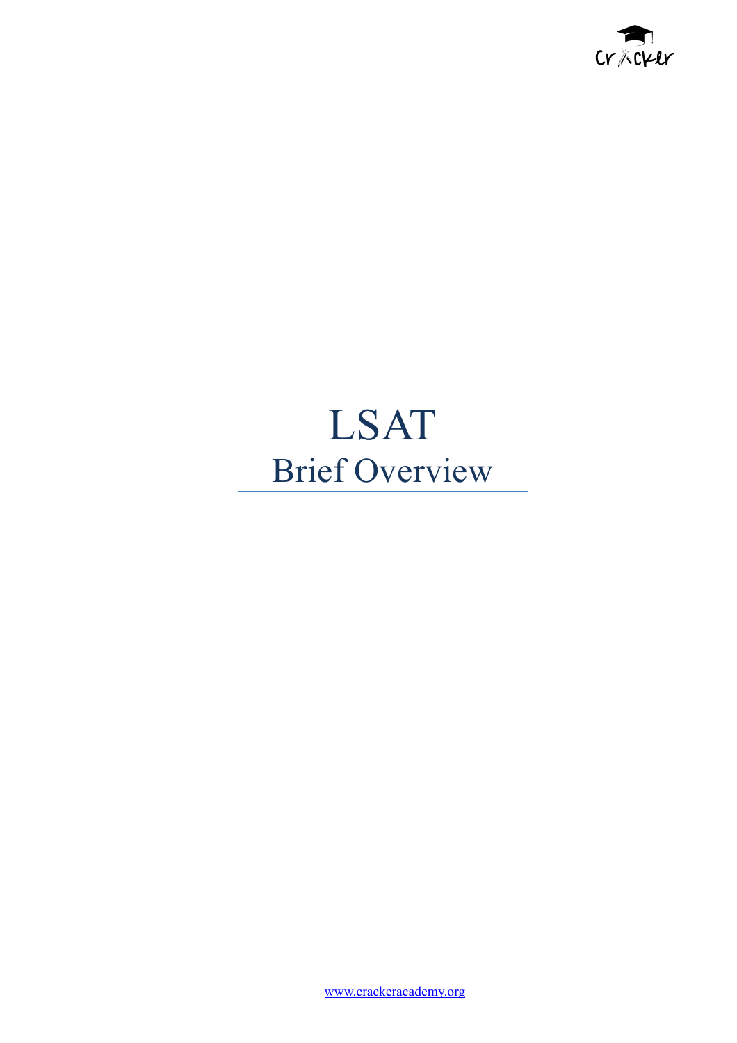# LSAT

## Brief Overview

www.crackeracademy.org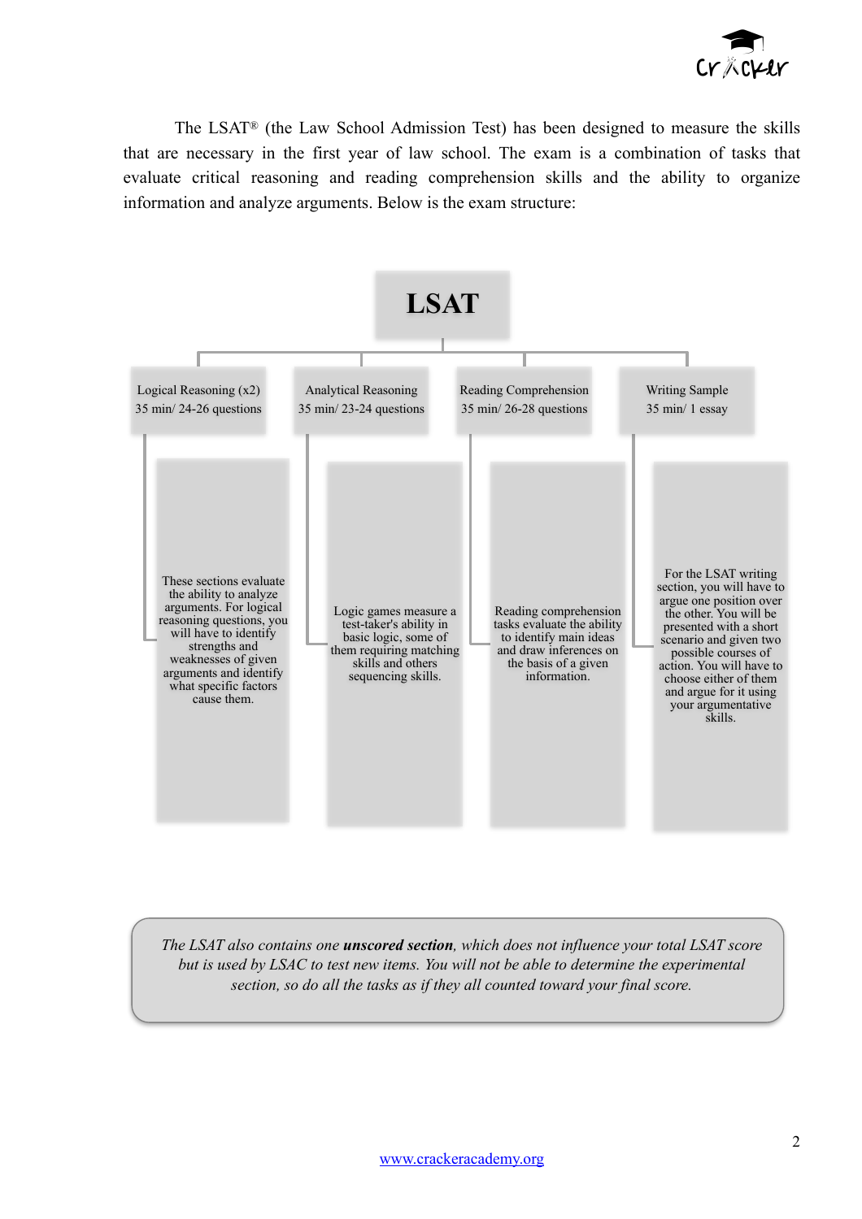The LSAT® (the Law School Admission Test) has been designed to measure the skills that are necessary in the first year of law school. The exam is a combination of tasks that evaluate critical reasoning and reading comprehension skills and the ability to organize information and analyze arguments. Below is the exam structure:

# LSAT

| Logical Reasoning (x2) 35 min/ 24-26 questions | Analytical Reasoning 35 min/ 23-24 questions | Reading Comprehension 35 min/ 26-28 questions | Writing Sample 35 min/ 1 essay |
|---|---|---|---|
| These sections evaluate the ability to analyze arguments. For logical reasoning questions, you will have to identify strengths and weaknesses of given arguments and identify what specific factors cause them. | Logic games measure a test-taker's ability in basic logic, some of them requiring matching skills and others sequencing skills. | Reading comprehension tasks evaluate the ability to identify main ideas and draw inferences on the basis of a given information. | For the LSAT writing section, you will have to argue one position over the other. You will be presented with a short scenario and given two possible courses of action. You will have to choose either of them and argue for it using your argumentative skills. |

*The LSAT also contains one* ***unscored section****, which does not influence your total LSAT score but is used by LSAC to test new items. You will not be able to determine the experimental section, so do all the tasks as if they all counted toward your final score.*

www.crackeracademy.org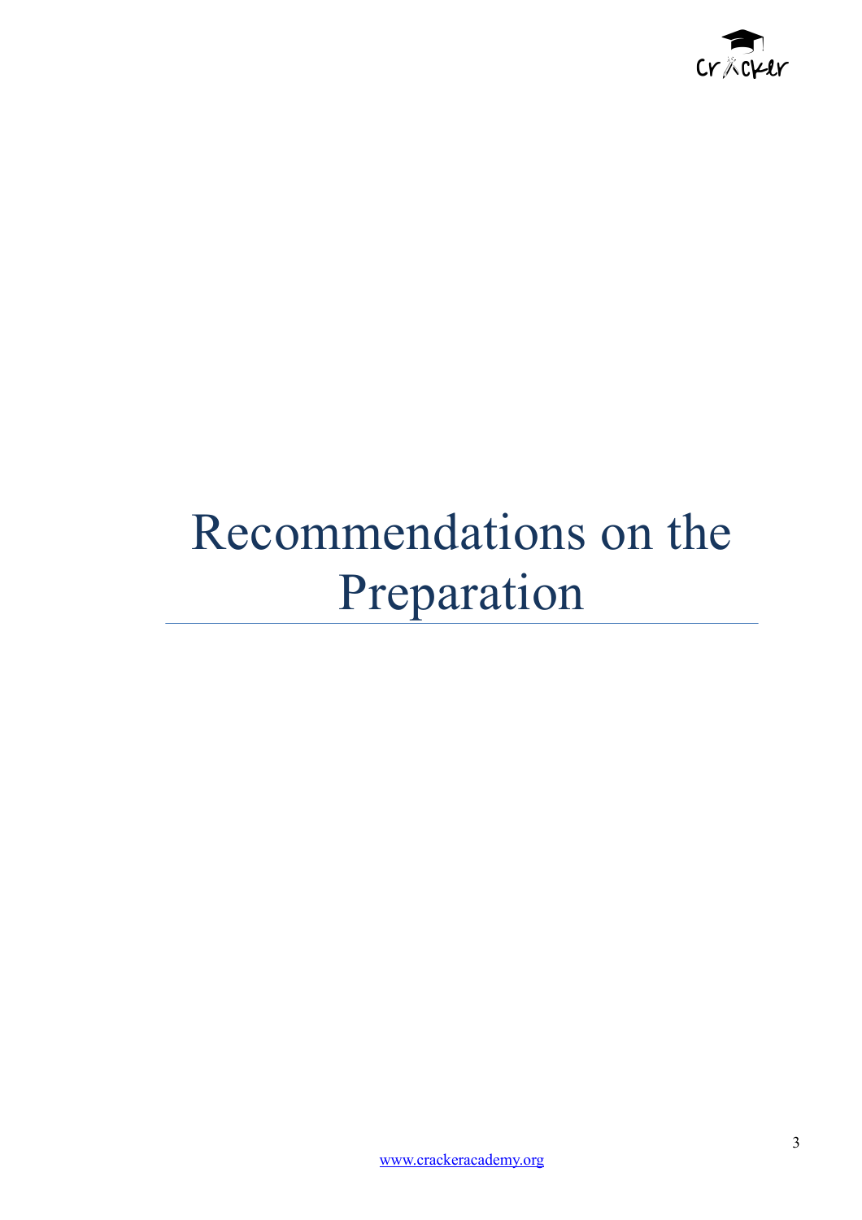# Recommendations on the Preparation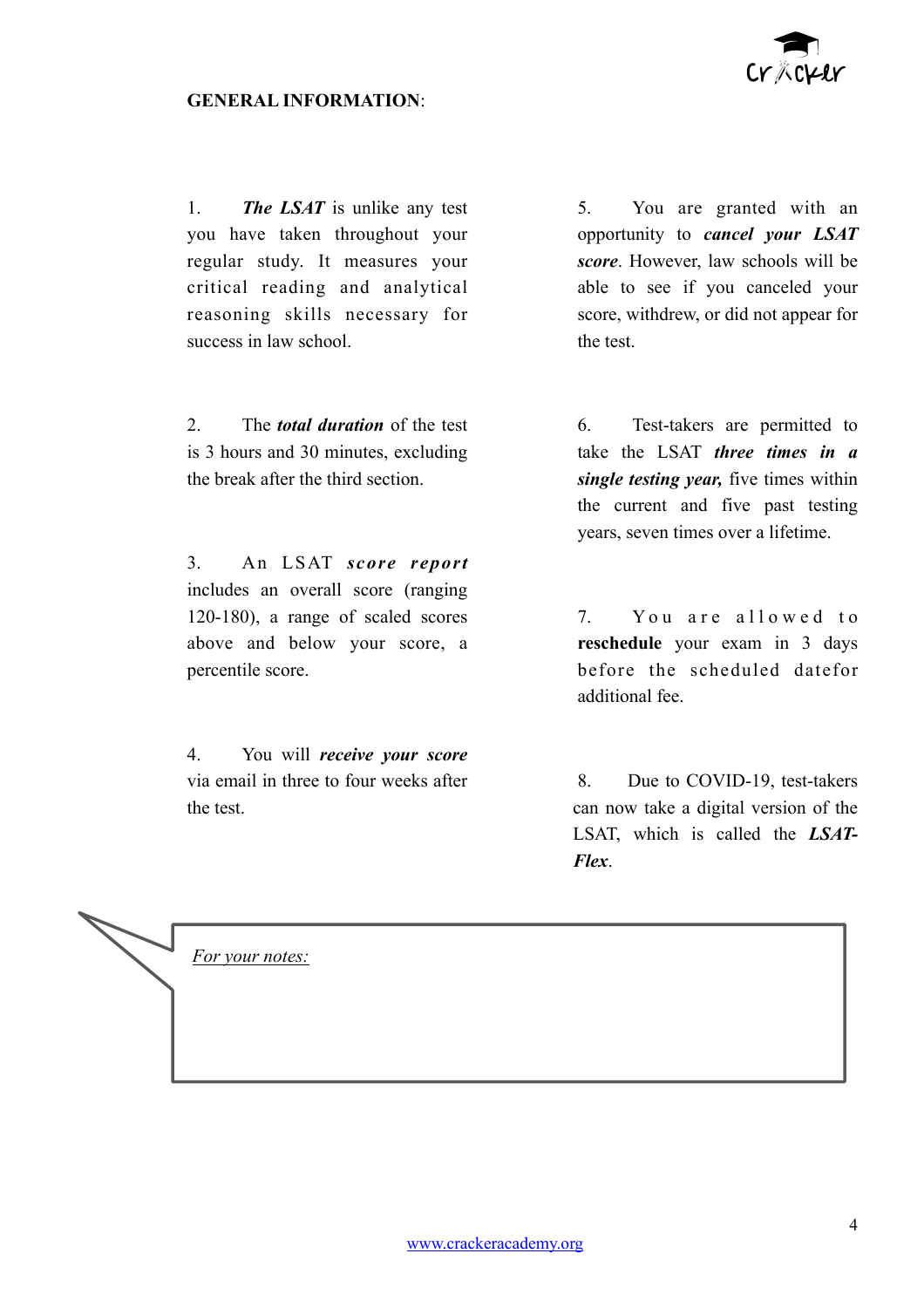**GENERAL INFORMATION**:

1. ***The LSAT*** is unlike any test you have taken throughout your regular study. It measures your critical reading and analytical reasoning skills necessary for success in law school.

2. The ***total duration*** of the test is 3 hours and 30 minutes, excluding the break after the third section.

3. An LSAT ***score report*** includes an overall score (ranging 120-180), a range of scaled scores above and below your score, a percentile score.

4. You will ***receive your score*** via email in three to four weeks after the test.

5. You are granted with an opportunity to ***cancel your LSAT score***. However, law schools will be able to see if you canceled your score, withdrew, or did not appear for the test.

6. Test-takers are permitted to take the LSAT ***three times in a single testing year,*** five times within the current and five past testing years, seven times over a lifetime.

7. You are allowed to **reschedule** your exam in 3 days before the scheduled datefor additional fee.

8. Due to COVID-19, test-takers can now take a digital version of the LSAT, which is called the ***LSAT-Flex***.

*For your notes:*

www.crackeracademy.org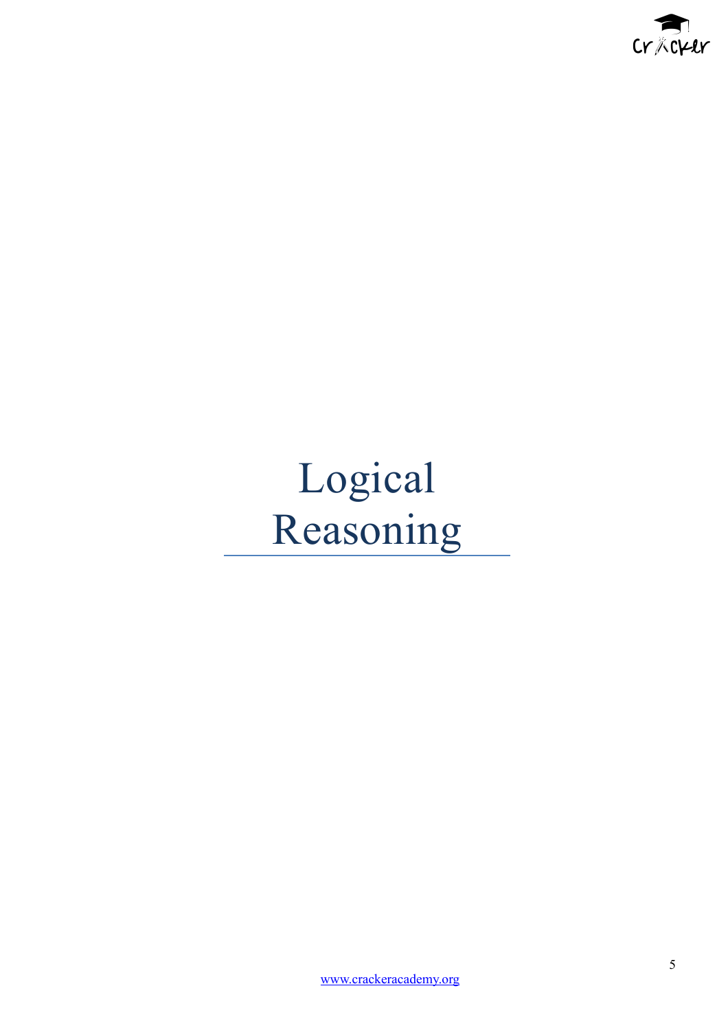# Logical Reasoning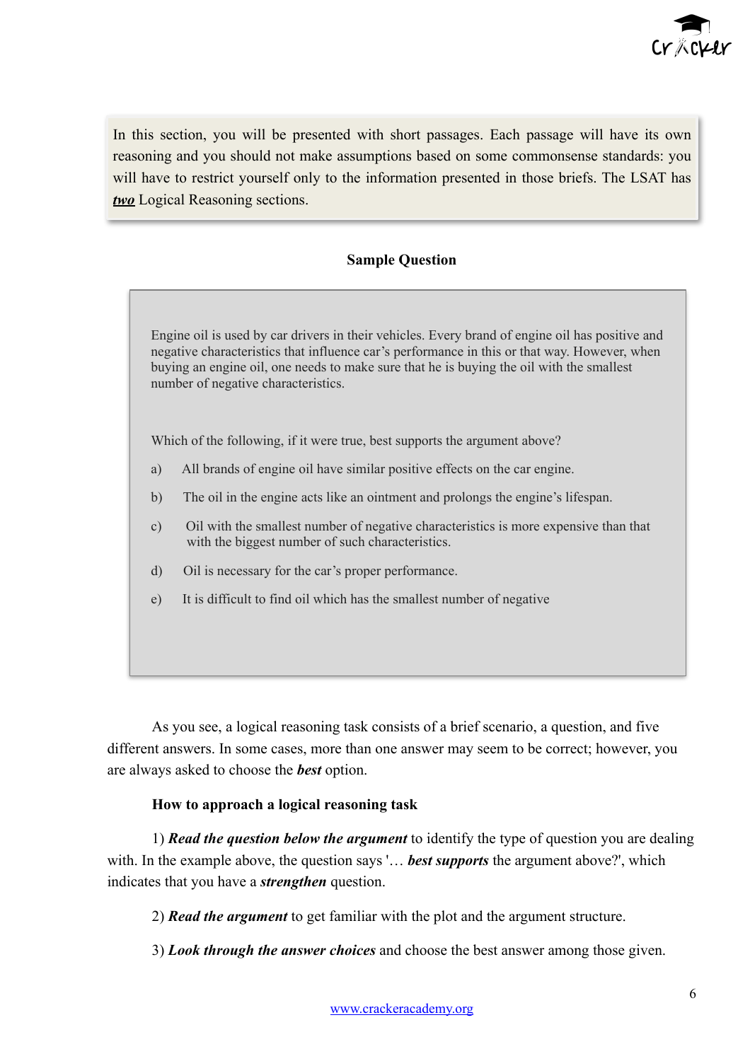In this section, you will be presented with short passages. Each passage will have its own reasoning and you should not make assumptions based on some commonsense standards: you will have to restrict yourself only to the information presented in those briefs. The LSAT has ***two*** Logical Reasoning sections.

**Sample Question**

Engine oil is used by car drivers in their vehicles. Every brand of engine oil has positive and negative characteristics that influence car's performance in this or that way. However, when buying an engine oil, one needs to make sure that he is buying the oil with the smallest number of negative characteristics.

Which of the following, if it were true, best supports the argument above?

a) All brands of engine oil have similar positive effects on the car engine.

b) The oil in the engine acts like an ointment and prolongs the engine's lifespan.

c) Oil with the smallest number of negative characteristics is more expensive than that with the biggest number of such characteristics.

d) Oil is necessary for the car's proper performance.

e) It is difficult to find oil which has the smallest number of negative

As you see, a logical reasoning task consists of a brief scenario, a question, and five different answers. In some cases, more than one answer may seem to be correct; however, you are always asked to choose the ***best*** option.

**How to approach a logical reasoning task**

1) ***Read the question below the argument*** to identify the type of question you are dealing with. In the example above, the question says '… ***best supports*** the argument above?', which indicates that you have a ***strengthen*** question.

2) ***Read the argument*** to get familiar with the plot and the argument structure.

3) ***Look through the answer choices*** and choose the best answer among those given.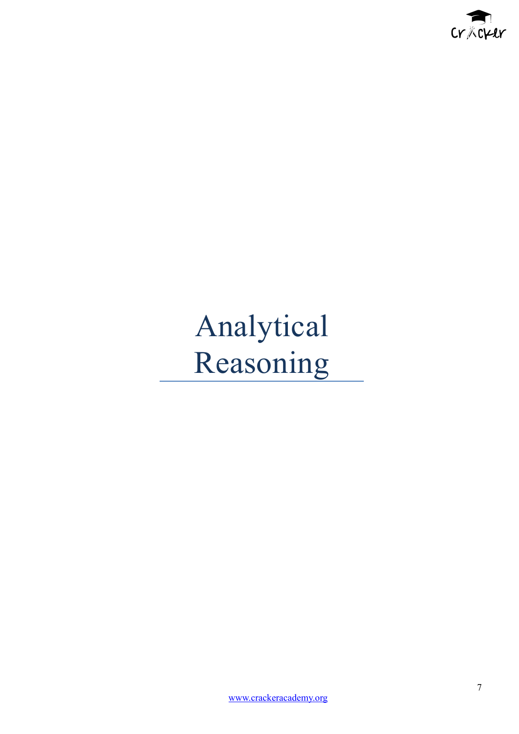# Analytical Reasoning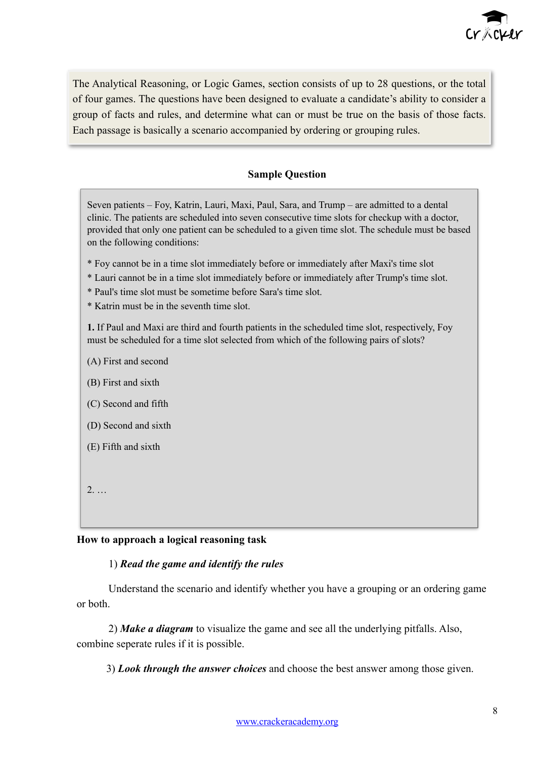The Analytical Reasoning, or Logic Games, section consists of up to 28 questions, or the total of four games. The questions have been designed to evaluate a candidate's ability to consider a group of facts and rules, and determine what can or must be true on the basis of those facts. Each passage is basically a scenario accompanied by ordering or grouping rules.

### Sample Question

Seven patients – Foy, Katrin, Lauri, Maxi, Paul, Sara, and Trump – are admitted to a dental clinic. The patients are scheduled into seven consecutive time slots for checkup with a doctor, provided that only one patient can be scheduled to a given time slot. The schedule must be based on the following conditions:

* Foy cannot be in a time slot immediately before or immediately after Maxi's time slot
* Lauri cannot be in a time slot immediately before or immediately after Trump's time slot.
* Paul's time slot must be sometime before Sara's time slot.
* Katrin must be in the seventh time slot.

**1.** If Paul and Maxi are third and fourth patients in the scheduled time slot, respectively, Foy must be scheduled for a time slot selected from which of the following pairs of slots?

(A) First and second

(B) First and sixth

(C) Second and fifth

(D) Second and sixth

(E) Fifth and sixth

2. …

### How to approach a logical reasoning task

1) ***Read the game and identify the rules***

Understand the scenario and identify whether you have a grouping or an ordering game or both.

2) ***Make a diagram*** to visualize the game and see all the underlying pitfalls. Also, combine seperate rules if it is possible.

3) ***Look through the answer choices*** and choose the best answer among those given.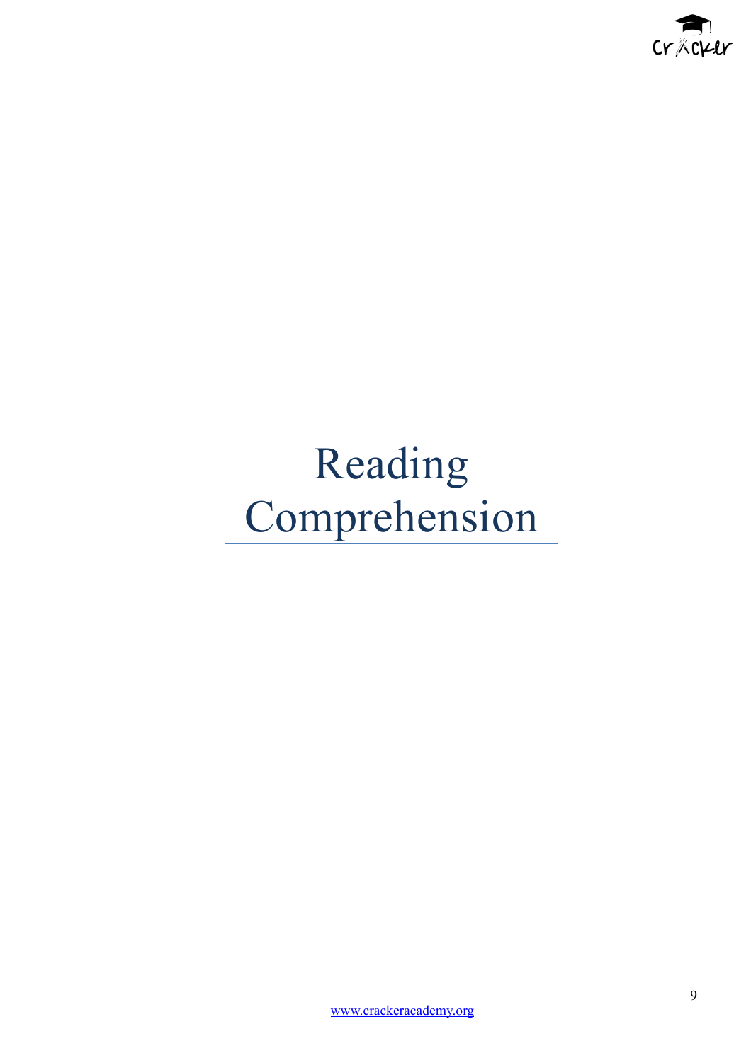# Reading Comprehension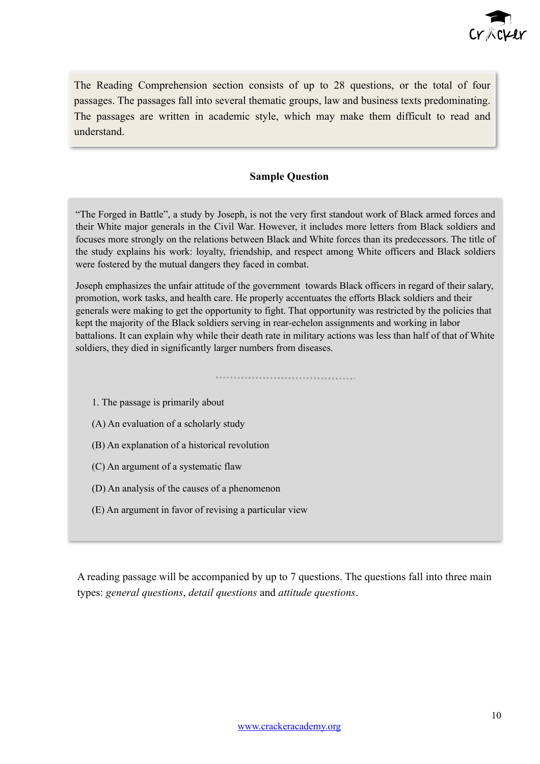The Reading Comprehension section consists of up to 28 questions, or the total of four passages. The passages fall into several thematic groups, law and business texts predominating. The passages are written in academic style, which may make them difficult to read and understand.

**Sample Question**

“The Forged in Battle”, a study by Joseph, is not the very first standout work of Black armed forces and their White major generals in the Civil War. However, it includes more letters from Black soldiers and focuses more strongly on the relations between Black and White forces than its predecessors. The title of the study explains his work: loyalty, friendship, and respect among White officers and Black soldiers were fostered by the mutual dangers they faced in combat.

Joseph emphasizes the unfair attitude of the government towards Black officers in regard of their salary, promotion, work tasks, and health care. He properly accentuates the efforts Black soldiers and their generals were making to get the opportunity to fight. That opportunity was restricted by the policies that kept the majority of the Black soldiers serving in rear-echelon assignments and working in labor battalions. It can explain why while their death rate in military actions was less than half of that of White soldiers, they died in significantly larger numbers from diseases.

1. The passage is primarily about

(A) An evaluation of a scholarly study

(B) An explanation of a historical revolution

(C) An argument of a systematic flaw

(D) An analysis of the causes of a phenomenon

(E) An argument in favor of revising a particular view

A reading passage will be accompanied by up to 7 questions. The questions fall into three main types: *general questions*, *detail questions* and *attitude questions*.